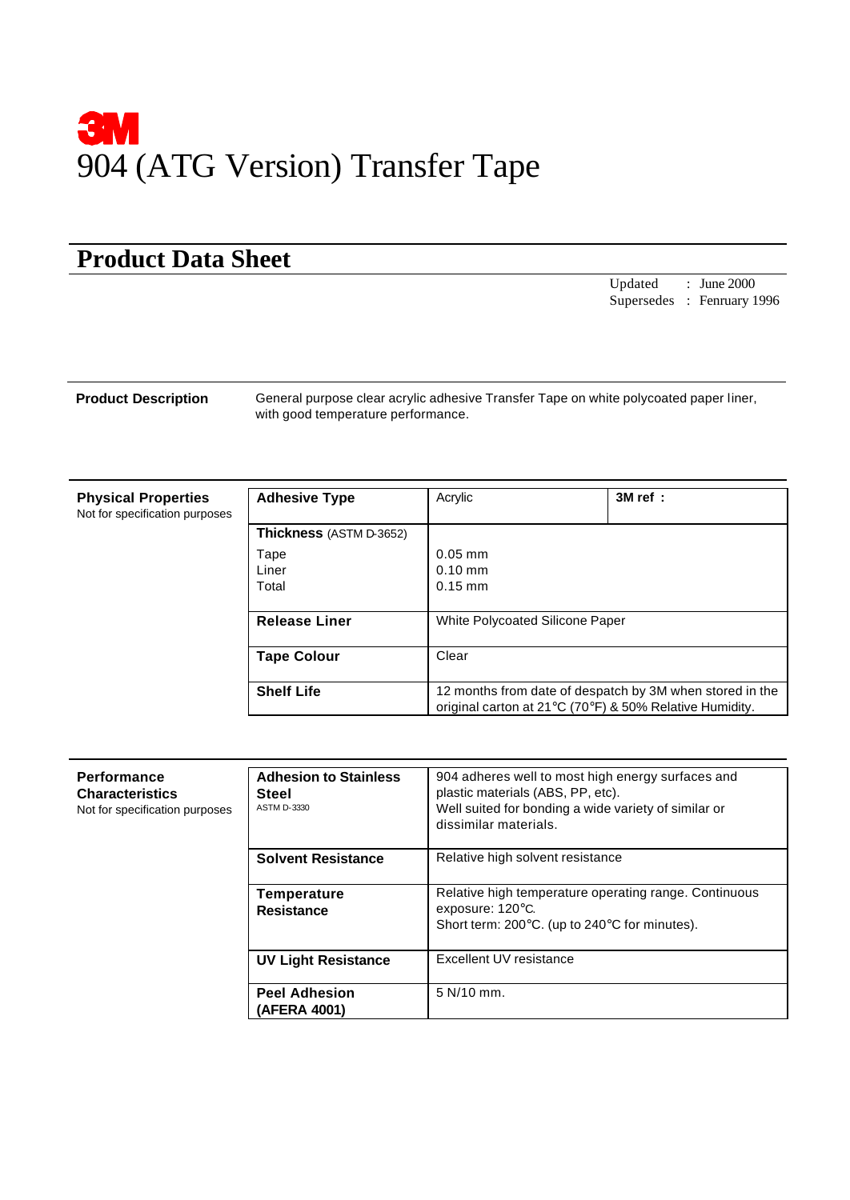3M

# 904 (ATG Version) Transfer Tape

## Product Data Sheet

Updated : June 2000
Supersedes : Fenruary 1996

**Product Description**

General purpose clear acrylic adhesive Transfer Tape on white polycoated paper liner, with good temperature performance.

**Physical Properties**
Not for specification purposes

| **Adhesive Type** | Acrylic | **3M ref :** |
|---|---|---|
| **Thickness** (ASTM D-3652)<br>Tape<br>Liner<br>Total | <br>0.05 mm<br>0.10 mm<br>0.15 mm | |
| **Release Liner** | White Polycoated Silicone Paper | |
| **Tape Colour** | Clear | |
| **Shelf Life** | 12 months from date of despatch by 3M when stored in the original carton at 21°C (70°F) & 50% Relative Humidity. | |

**Performance Characteristics**
Not for specification purposes

| | |
|---|---|
| **Adhesion to Stainless Steel**<br>ASTM D-3330 | 904 adheres well to most high energy surfaces and plastic materials (ABS, PP, etc).<br>Well suited for bonding a wide variety of similar or dissimilar materials. |
| **Solvent Resistance** | Relative high solvent resistance |
| **Temperature Resistance** | Relative high temperature operating range. Continuous exposure: 120°C.<br>Short term: 200°C. (up to 240°C for minutes). |
| **UV Light Resistance** | Excellent UV resistance |
| **Peel Adhesion (AFERA 4001)** | 5 N/10 mm. |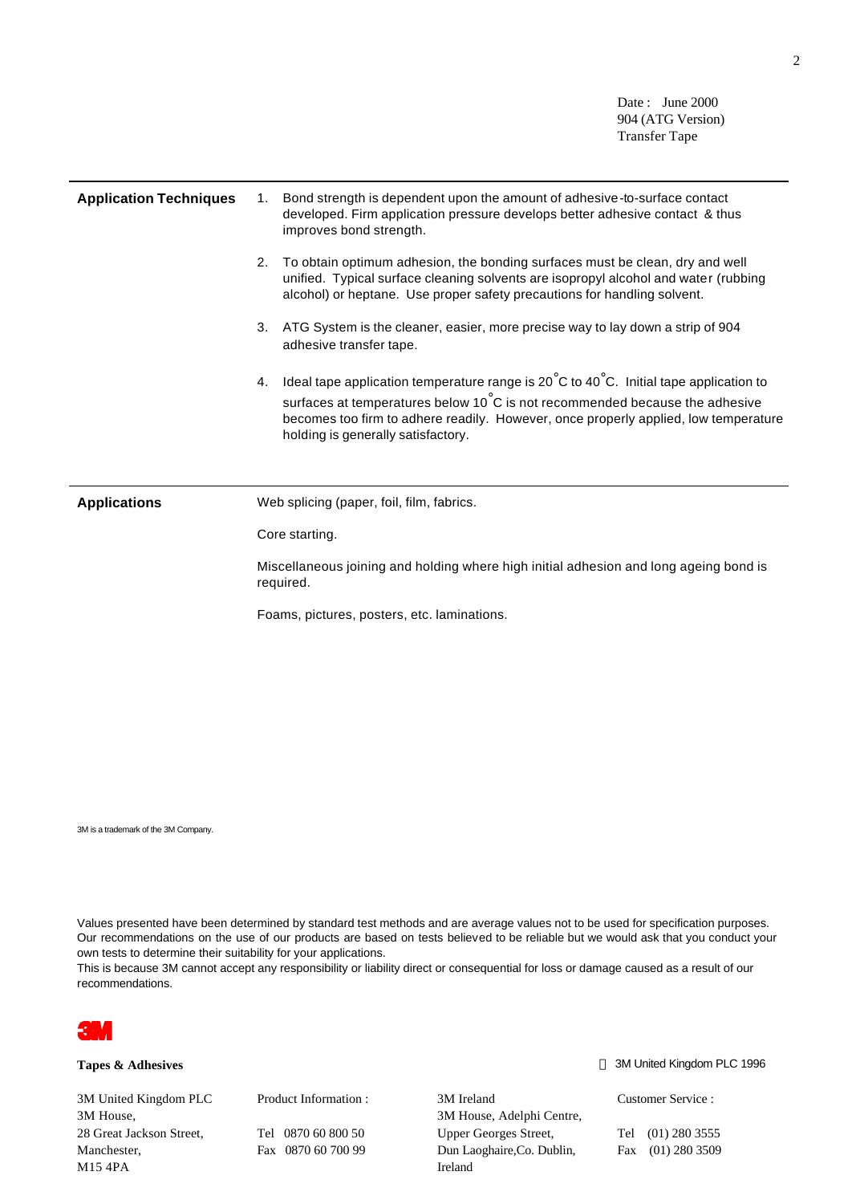Date : June 2000
904 (ATG Version)
Transfer Tape

## Application Techniques

1. Bond strength is dependent upon the amount of adhesive-to-surface contact developed. Firm application pressure develops better adhesive contact & thus improves bond strength.
2. To obtain optimum adhesion, the bonding surfaces must be clean, dry and well unified. Typical surface cleaning solvents are isopropyl alcohol and water (rubbing alcohol) or heptane. Use proper safety precautions for handling solvent.
3. ATG System is the cleaner, easier, more precise way to lay down a strip of 904 adhesive transfer tape.
4. Ideal tape application temperature range is 20°C to 40°C. Initial tape application to surfaces at temperatures below 10°C is not recommended because the adhesive becomes too firm to adhere readily. However, once properly applied, low temperature holding is generally satisfactory.

## Applications

Web splicing (paper, foil, film, fabrics.

Core starting.

Miscellaneous joining and holding where high initial adhesion and long ageing bond is required.

Foams, pictures, posters, etc. laminations.

3M is a trademark of the 3M Company.

Values presented have been determined by standard test methods and are average values not to be used for specification purposes. Our recommendations on the use of our products are based on tests believed to be reliable but we would ask that you conduct your own tests to determine their suitability for your applications.
This is because 3M cannot accept any responsibility or liability direct or consequential for loss or damage caused as a result of our recommendations.

3M

**Tapes & Adhesives**

© 3M United Kingdom PLC 1996

| | | | |
|---|---|---|---|
| 3M United Kingdom PLC<br>3M House,<br>28 Great Jackson Street,<br>Manchester,<br>M15 4PA | Product Information :<br><br>Tel 0870 60 800 50<br>Fax 0870 60 700 99 | 3M Ireland<br>3M House, Adelphi Centre,<br>Upper Georges Street,<br>Dun Laoghaire,Co. Dublin,<br>Ireland | Customer Service :<br><br>Tel (01) 280 3555<br>Fax (01) 280 3509 |